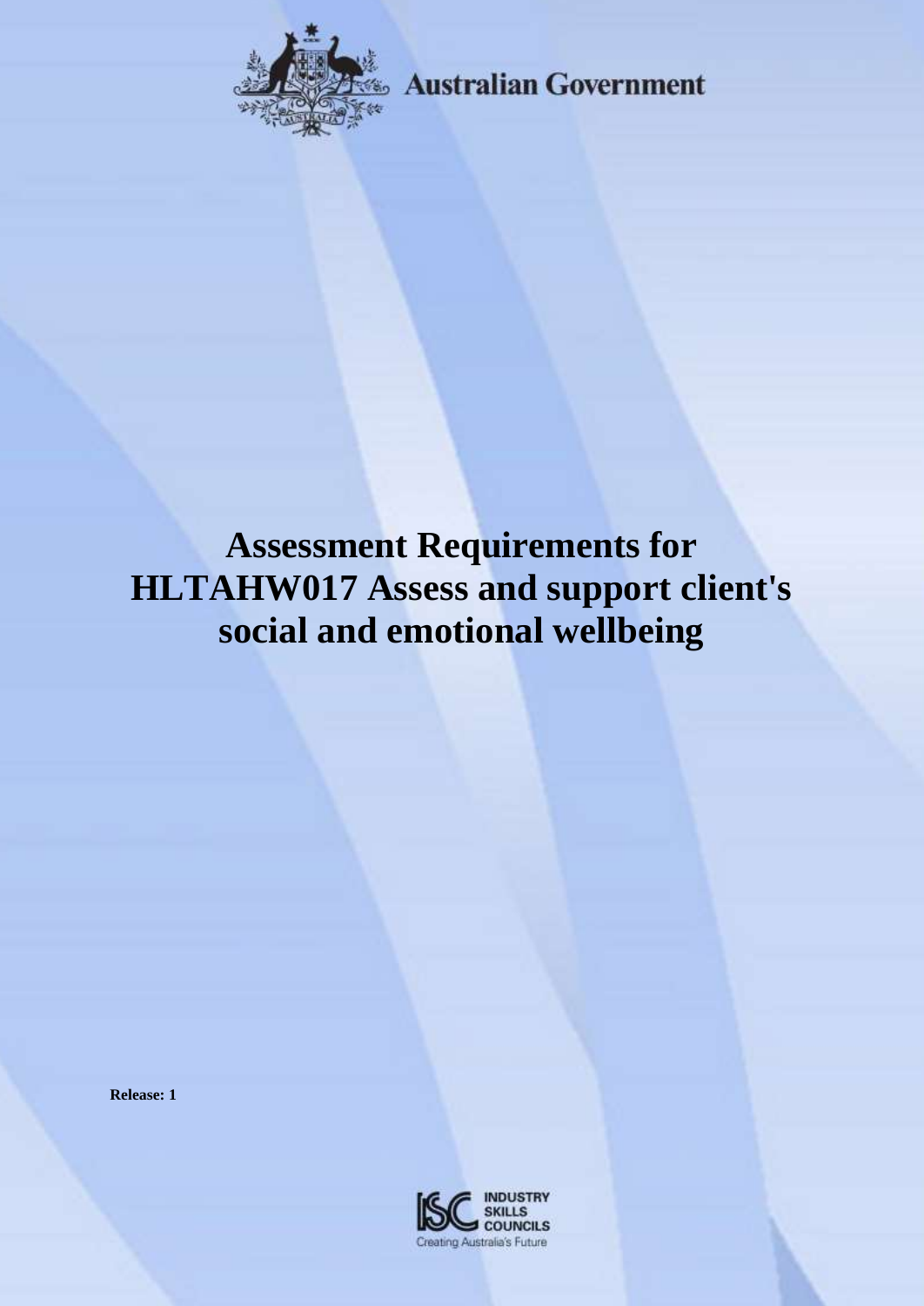Australian Government

# Assessment Requirements for HLTAHW017 Assess and support client's social and emotional wellbeing

**Release: 1**

INDUSTRY SKILLS COUNCILS

Creating Australia's Future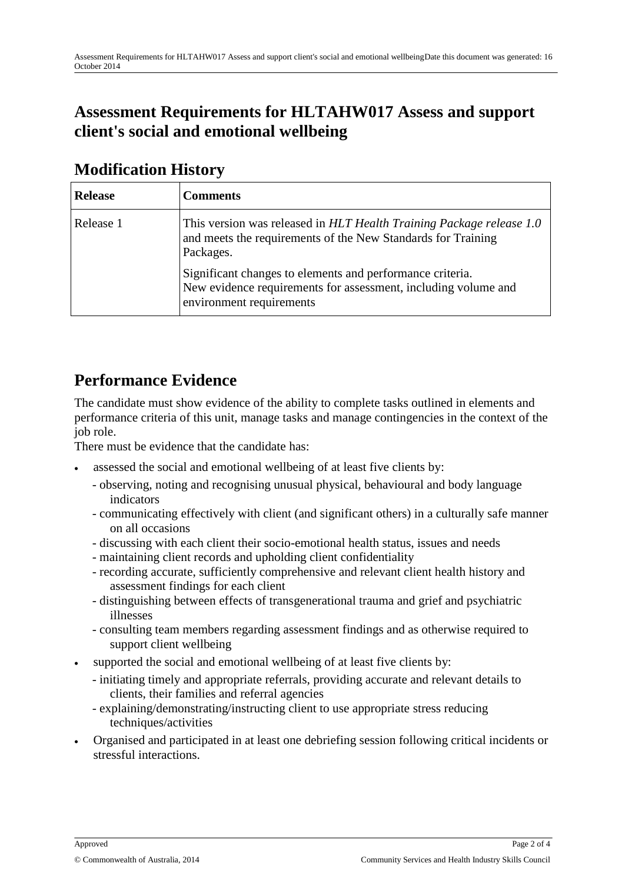# Assessment Requirements for HLTAHW017 Assess and support client's social and emotional wellbeing

## Modification History

| Release | Comments |
|---|---|
| Release 1 | This version was released in *HLT Health Training Package release 1.0* and meets the requirements of the New Standards for Training Packages.<br><br>Significant changes to elements and performance criteria. New evidence requirements for assessment, including volume and environment requirements |

## Performance Evidence

The candidate must show evidence of the ability to complete tasks outlined in elements and performance criteria of this unit, manage tasks and manage contingencies in the context of the job role.

There must be evidence that the candidate has:

- assessed the social and emotional wellbeing of at least five clients by:
  - observing, noting and recognising unusual physical, behavioural and body language indicators
  - communicating effectively with client (and significant others) in a culturally safe manner on all occasions
  - discussing with each client their socio-emotional health status, issues and needs
  - maintaining client records and upholding client confidentiality
  - recording accurate, sufficiently comprehensive and relevant client health history and assessment findings for each client
  - distinguishing between effects of transgenerational trauma and grief and psychiatric illnesses
  - consulting team members regarding assessment findings and as otherwise required to support client wellbeing
- supported the social and emotional wellbeing of at least five clients by:
  - initiating timely and appropriate referrals, providing accurate and relevant details to clients, their families and referral agencies
  - explaining/demonstrating/instructing client to use appropriate stress reducing techniques/activities
- Organised and participated in at least one debriefing session following critical incidents or stressful interactions.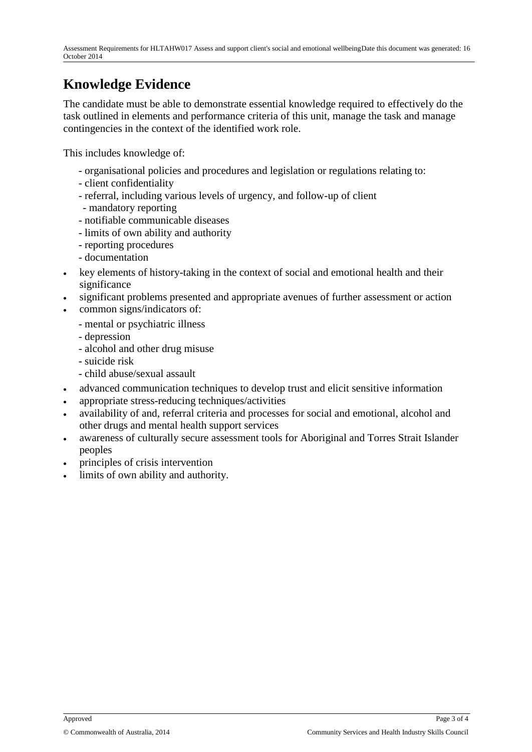# Knowledge Evidence

The candidate must be able to demonstrate essential knowledge required to effectively do the task outlined in elements and performance criteria of this unit, manage the task and manage contingencies in the context of the identified work role.

This includes knowledge of:

- organisational policies and procedures and legislation or regulations relating to:
  - client confidentiality
  - referral, including various levels of urgency, and follow-up of client
  - mandatory reporting
  - notifiable communicable diseases
  - limits of own ability and authority
  - reporting procedures
  - documentation
- key elements of history-taking in the context of social and emotional health and their significance
- significant problems presented and appropriate avenues of further assessment or action
- common signs/indicators of:
  - mental or psychiatric illness
  - depression
  - alcohol and other drug misuse
  - suicide risk
  - child abuse/sexual assault
- advanced communication techniques to develop trust and elicit sensitive information
- appropriate stress-reducing techniques/activities
- availability of and, referral criteria and processes for social and emotional, alcohol and other drugs and mental health support services
- awareness of culturally secure assessment tools for Aboriginal and Torres Strait Islander peoples
- principles of crisis intervention
- limits of own ability and authority.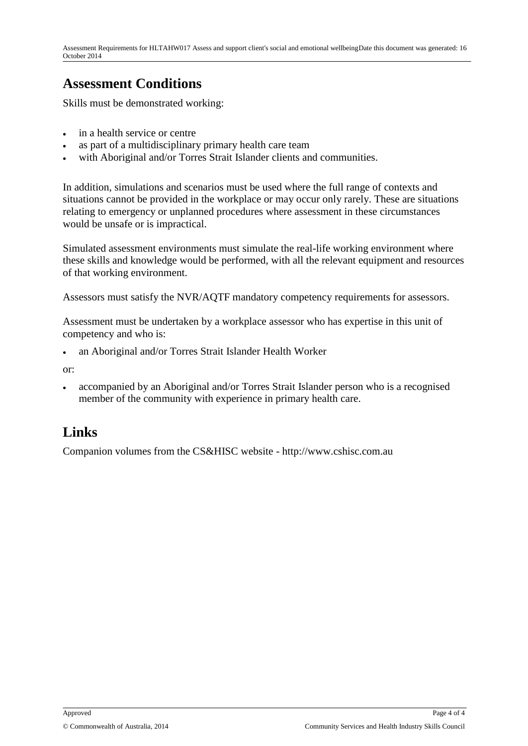## Assessment Conditions

Skills must be demonstrated working:

- in a health service or centre
- as part of a multidisciplinary primary health care team
- with Aboriginal and/or Torres Strait Islander clients and communities.

In addition, simulations and scenarios must be used where the full range of contexts and situations cannot be provided in the workplace or may occur only rarely. These are situations relating to emergency or unplanned procedures where assessment in these circumstances would be unsafe or is impractical.

Simulated assessment environments must simulate the real-life working environment where these skills and knowledge would be performed, with all the relevant equipment and resources of that working environment.

Assessors must satisfy the NVR/AQTF mandatory competency requirements for assessors.

Assessment must be undertaken by a workplace assessor who has expertise in this unit of competency and who is:

- an Aboriginal and/or Torres Strait Islander Health Worker

or:

- accompanied by an Aboriginal and/or Torres Strait Islander person who is a recognised member of the community with experience in primary health care.

## Links

Companion volumes from the CS&HISC website - http://www.cshisc.com.au